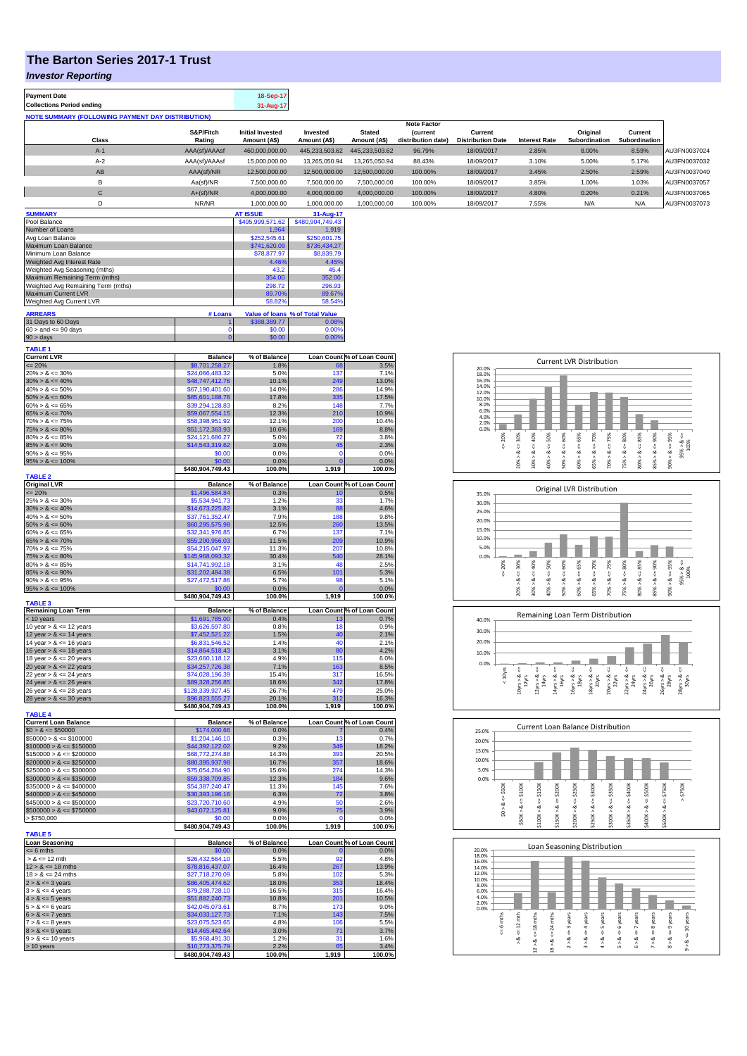# The Barton Series 2017-1 Trust

## *Investor Reporting*

| Payment Date | 18-Sep-17 |
|---|---|
| Collections Period ending | 31-Aug-17 |

**NOTE SUMMARY (FOLLOWING PAYMENT DAY DISTRIBUTION)**

| Class | S&P/Fitch Rating | Initial Invested Amount (A$) | Invested Amount (A$) | Stated Amount (A$) | Note Factor (current distribution date) | Current Distribution Date | Interest Rate | Original Subordination | Current Subordination | |
|---|---|---|---|---|---|---|---|---|---|---|
| A-1 | AAA(sf)/AAAsf | 460,000,000.00 | 445,233,503.62 | 445,233,503.62 | 96.79% | 18/09/2017 | 2.85% | 8.00% | 8.59% | AU3FN0037024 |
| A-2 | AAA(sf)/AAAsf | 15,000,000.00 | 13,265,050.94 | 13,265,050.94 | 88.43% | 18/09/2017 | 3.10% | 5.00% | 5.17% | AU3FN0037032 |
| AB | AAA(sf)/NR | 12,500,000.00 | 12,500,000.00 | 12,500,000.00 | 100.00% | 18/09/2017 | 3.45% | 2.50% | 2.59% | AU3FN0037040 |
| B | Aa(sf)/NR | 7,500,000.00 | 7,500,000.00 | 7,500,000.00 | 100.00% | 18/09/2017 | 3.85% | 1.00% | 1.03% | AU3FN0037057 |
| C | A+(sf)/NR | 4,000,000.00 | 4,000,000.00 | 4,000,000.00 | 100.00% | 18/09/2017 | 4.80% | 0.20% | 0.21% | AU3FN0037065 |
| D | NR/NR | 1,000,000.00 | 1,000,000.00 | 1,000,000.00 | 100.00% | 18/09/2017 | 7.55% | N/A | N/A | AU3FN0037073 |

| SUMMARY | AT ISSUE | 31-Aug-17 |
|---|---|---|
| Pool Balance | $495,999,571.62 | $480,904,749.43 |
| Number of Loans | 1,964 | 1,919 |
| Avg Loan Balance | $252,545.61 | $250,601.75 |
| Maximum Loan Balance | $741,620.09 | $736,434.27 |
| Minimum Loan Balance | $78,877.97 | $8,839.79 |
| Weighted Avg Interest Rate | 4.46% | 4.45% |
| Weighted Avg Seasoning (mths) | 43.2 | 45.4 |
| Maximum Remaining Term (mths) | 354.00 | 352.00 |
| Weighted Avg Remaining Term (mths) | 298.72 | 296.93 |
| Maximum Current LVR | 89.70% | 89.67% |
| Weighted Avg Current LVR | 58.82% | 58.54% |

| ARREARS | # Loans | Value of loans | % of Total Value |
|---|---|---|---|
| 31 Days to 60 Days | 1 | $388,389.77 | 0.08% |
| 60 > and <= 90 days | 0 | $0.00 | 0.00% |
| 90 > days | 0 | $0.00 | 0.00% |

**TABLE 1**

| Current LVR | Balance | % of Balance | Loan Count | % of Loan Count |
|---|---|---|---|---|
| <= 20% | $8,701,258.27 | 1.8% | 68 | 3.5% |
| 20% > & <= 30% | $24,066,483.32 | 5.0% | 137 | 7.1% |
| 30% > & <= 40% | $48,747,412.76 | 10.1% | 249 | 13.0% |
| 40% > & <= 50% | $67,190,401.60 | 14.0% | 286 | 14.9% |
| 50% > & <= 60% | $85,601,188.76 | 17.8% | 335 | 17.5% |
| 60% > & <= 65% | $39,294,128.83 | 8.2% | 148 | 7.7% |
| 65% > & <= 70% | $59,067,554.15 | 12.3% | 210 | 10.9% |
| 70% > & <= 75% | $58,398,951.92 | 12.1% | 200 | 10.4% |
| 75% > & <= 80% | $51,172,363.93 | 10.6% | 169 | 8.8% |
| 80% > & <= 85% | $24,121,686.27 | 5.0% | 72 | 3.8% |
| 85% > & <= 90% | $14,543,319.62 | 3.0% | 45 | 2.3% |
| 90% > & <= 95% | $0.00 | 0.0% | 0 | 0.0% |
| 95% > & <= 100% | $0.00 | 0.0% | 0 | 0.0% |
| | $480,904,749.43 | 100.0% | 1,919 | 100.0% |

**TABLE 2**

| Original LVR | Balance | % of Balance | Loan Count | % of Loan Count |
|---|---|---|---|---|
| <= 20% | $1,496,584.84 | 0.3% | 10 | 0.5% |
| 25% > & <= 30% | $5,534,941.73 | 1.2% | 33 | 1.7% |
| 30% > & <= 40% | $14,673,225.82 | 3.1% | 88 | 4.6% |
| 40% > & <= 50% | $37,761,352.47 | 7.9% | 188 | 9.8% |
| 50% > & <= 60% | $60,295,575.98 | 12.5% | 260 | 13.5% |
| 60% > & <= 65% | $32,341,976.85 | 6.7% | 137 | 7.1% |
| 65% > & <= 70% | $55,200,956.03 | 11.5% | 209 | 10.9% |
| 70% > & <= 75% | $54,215,047.97 | 11.3% | 207 | 10.8% |
| 75% > & <= 80% | $145,968,093.32 | 30.4% | 540 | 28.1% |
| 80% > & <= 85% | $14,741,992.18 | 3.1% | 48 | 2.5% |
| 85% > & <= 90% | $31,202,484.38 | 6.5% | 101 | 5.3% |
| 90% > & <= 95% | $27,472,517.86 | 5.7% | 98 | 5.1% |
| 95% > & <= 100% | $0.00 | 0.0% | 0 | 0.0% |
| | $480,904,749.43 | 100.0% | 1,919 | 100.0% |

**TABLE 3**

| Remaining Loan Term | Balance | % of Balance | Loan Count | % of Loan Count |
|---|---|---|---|---|
| < 10 years | $1,691,785.00 | 0.4% | 13 | 0.7% |
| 10 year > & <= 12 years | $3,626,597.80 | 0.8% | 18 | 0.9% |
| 12 year > & <= 14 years | $7,452,521.22 | 1.5% | 40 | 2.1% |
| 14 year > & <= 16 years | $6,831,546.52 | 1.4% | 40 | 2.1% |
| 16 year > & <= 18 years | $14,864,518.43 | 3.1% | 80 | 4.2% |
| 18 year > & <= 20 years | $23,660,118.12 | 4.9% | 115 | 6.0% |
| 20 year > & <= 22 years | $34,257,726.38 | 7.1% | 163 | 8.5% |
| 22 year > & <= 24 years | $74,028,196.39 | 15.4% | 317 | 16.5% |
| 24 year > & <= 26 years | $89,328,256.85 | 18.6% | 342 | 17.8% |
| 26 year > & <= 28 years | $128,339,927.45 | 26.7% | 479 | 25.0% |
| 28 year > & <= 30 years | $96,823,555.27 | 20.1% | 312 | 16.3% |
| | $480,904,749.43 | 100.0% | 1,919 | 100.0% |

**TABLE 4**

| Current Loan Balance | Balance | % of Balance | Loan Count | % of Loan Count |
|---|---|---|---|---|
| $0 > & <= $50000 | $174,000.66 | 0.0% | 7 | 0.4% |
| $50000 > & <= $100000 | $1,204,146.10 | 0.3% | 13 | 0.7% |
| $100000 > & <= $150000 | $44,392,122.02 | 9.2% | 349 | 18.2% |
| $150000 > & <= $200000 | $68,772,274.88 | 14.3% | 393 | 20.5% |
| $200000 > & <= $250000 | $80,395,937.98 | 16.7% | 357 | 18.6% |
| $250000 > & <= $300000 | $75,054,284.90 | 15.6% | 274 | 14.3% |
| $300000 > & <= $350000 | $59,338,709.85 | 12.3% | 184 | 9.6% |
| $350000 > & <= $400000 | $54,387,240.47 | 11.3% | 145 | 7.6% |
| $400000 > & <= $450000 | $30,393,196.16 | 6.3% | 72 | 3.8% |
| $450000 > & <= $500000 | $23,720,710.60 | 4.9% | 50 | 2.6% |
| $500000 > & <= $750000 | $43,072,125.81 | 9.0% | 75 | 3.9% |
| > $750,000 | $0.00 | 0.0% | 0 | 0.0% |
| | $480,904,749.43 | 100.0% | 1,919 | 100.0% |

**TABLE 5**

| Loan Seasoning | Balance | % of Balance | Loan Count | % of Loan Count |
|---|---|---|---|---|
| <= 6 mths | $0.00 | 0.0% | 0 | 0.0% |
| > & <= 12 mth | $26,432,564.10 | 5.5% | 92 | 4.8% |
| 12 > & <= 18 mths | $78,816,437.07 | 16.4% | 267 | 13.9% |
| 18 > & <= 24 mths | $27,718,270.09 | 5.8% | 102 | 5.3% |
| 2 > & <= 3 years | $86,405,474.62 | 18.0% | 353 | 18.4% |
| 3 > & <= 4 years | $79,288,728.10 | 16.5% | 315 | 16.4% |
| 4 > & <= 5 years | $51,882,240.73 | 10.8% | 201 | 10.5% |
| 5 > & <= 6 years | $42,045,073.61 | 8.7% | 173 | 9.0% |
| 6 > & <= 7 years | $34,033,127.73 | 7.1% | 143 | 7.5% |
| 7 > & <= 8 years | $23,075,523.65 | 4.8% | 106 | 5.5% |
| 8 > & <= 9 years | $14,465,442.64 | 3.0% | 71 | 3.7% |
| 9 > & <= 10 years | $5,968,491.30 | 1.2% | 31 | 1.6% |
| > 10 years | $10,773,375.79 | 2.2% | 65 | 3.4% |
| | $480,904,749.43 | 100.0% | 1,919 | 100.0% |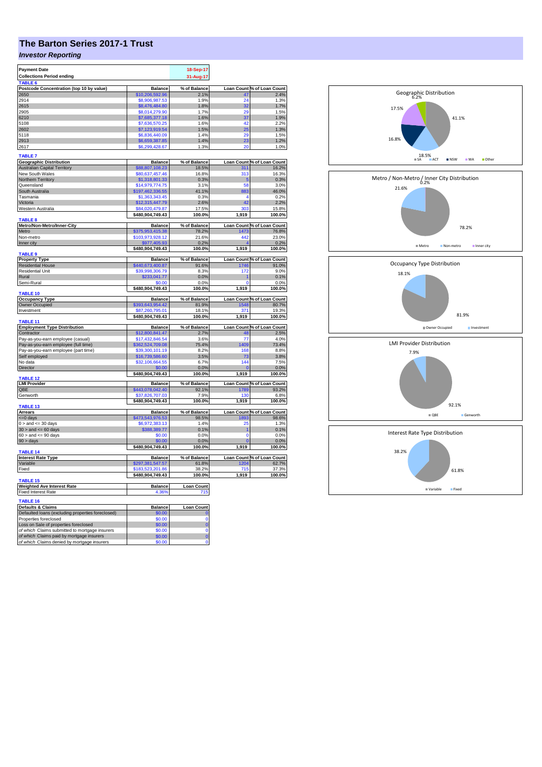# The Barton Series 2017-1 Trust

## *Investor Reporting*

| Payment Date | | 18-Sep-17 |
|---|---|---|
| Collections Period ending | | 31-Aug-17 |

**TABLE 6**

| Postcode Concentration (top 10 by value) | Balance | % of Balance | Loan Count | % of Loan Count |
|---|---|---|---|---|
| 2650 | $10,206,592.96 | 2.1% | 47 | 2.4% |
| 2914 | $8,906,987.53 | 1.9% | 24 | 1.3% |
| 2615 | $8,476,484.80 | 1.8% | 32 | 1.7% |
| 2905 | $8,014,279.90 | 1.7% | 29 | 1.5% |
| 6210 | $7,685,377.18 | 1.6% | 37 | 1.9% |
| 5108 | $7,636,570.25 | 1.6% | 42 | 2.2% |
| 2602 | $7,123,919.54 | 1.5% | 25 | 1.3% |
| 5118 | $6,836,440.09 | 1.4% | 29 | 1.5% |
| 2913 | $6,659,387.85 | 1.4% | 23 | 1.2% |
| 2617 | $6,299,428.67 | 1.3% | 20 | 1.0% |

**TABLE 7**

| Geographic Distribution | Balance | % of Balance | Loan Count | % of Loan Count |
|---|---|---|---|---|
| Australian Capital Territory | $88,807,108.23 | 18.5% | 311 | 16.2% |
| New South Wales | $80,637,457.46 | 16.8% | 313 | 16.3% |
| Northern Territory | $1,318,801.33 | 0.3% | 5 | 0.3% |
| Queensland | $14,979,774.75 | 3.1% | 58 | 3.0% |
| South Australia | $197,462,336.55 | 41.1% | 883 | 46.0% |
| Tasmania | $1,363,343.45 | 0.3% | 4 | 0.2% |
| Victoria | $12,315,447.79 | 2.6% | 42 | 2.2% |
| Western Australia | $84,020,479.87 | 17.5% | 303 | 15.8% |
| | $480,904,749.43 | 100.0% | 1,919 | 100.0% |

**TABLE 8**

| Metro/Non-Metro/Inner-City | Balance | % of Balance | Loan Count | % of Loan Count |
|---|---|---|---|---|
| Metro | $375,953,415.38 | 78.2% | 1473 | 76.8% |
| Non-metro | $103,973,928.12 | 21.6% | 442 | 23.0% |
| Inner city | $977,405.93 | 0.2% | 4 | 0.2% |
| | $480,904,749.43 | 100.0% | 1,919 | 100.0% |

**TABLE 9**

| Property Type | Balance | % of Balance | Loan Count | % of Loan Count |
|---|---|---|---|---|
| Residential House | $440,673,400.87 | 91.6% | 1746 | 91.0% |
| Residential Unit | $39,998,306.79 | 8.3% | 172 | 9.0% |
| Rural | $233,041.77 | 0.0% | 1 | 0.1% |
| Semi-Rural | $0.00 | 0.0% | 0 | 0.0% |
| | $480,904,749.43 | 100.0% | 1,919 | 100.0% |

**TABLE 10**

| Occupancy Type | Balance | % of Balance | Loan Count | % of Loan Count |
|---|---|---|---|---|
| Owner Occupied | $393,643,954.42 | 81.9% | 1548 | 80.7% |
| Investment | $87,260,795.01 | 18.1% | 371 | 19.3% |
| | $480,904,749.43 | 100.0% | 1,919 | 100.0% |

**TABLE 11**

| Employment Type Distribution | Balance | % of Balance | Loan Count | % of Loan Count |
|---|---|---|---|---|
| Contractor | $12,800,841.47 | 2.7% | 48 | 2.5% |
| Pay-as-you-earn employee (casual) | $17,432,846.54 | 3.6% | 77 | 4.0% |
| Pay-as-you-earn employee (full time) | $362,524,709.08 | 75.4% | 1409 | 73.4% |
| Pay-as-you-earn employee (part time) | $39,300,101.19 | 8.2% | 168 | 8.8% |
| Self employed | $16,739,586.60 | 3.5% | 73 | 3.8% |
| No data | $32,106,664.55 | 6.7% | 144 | 7.5% |
| Director | $0.00 | 0.0% | 0 | 0.0% |
| | $480,904,749.43 | 100.0% | 1,919 | 100.0% |

**TABLE 12**

| LMI Provider | Balance | % of Balance | Loan Count | % of Loan Count |
|---|---|---|---|---|
| QBE | $443,078,042.40 | 92.1% | 1789 | 93.2% |
| Genworth | $37,826,707.03 | 7.9% | 130 | 6.8% |
| | $480,904,749.43 | 100.0% | 1,919 | 100.0% |

**TABLE 13**

| Arrears | Balance | % of Balance | Loan Count | % of Loan Count |
|---|---|---|---|---|
| <=0 days | $473,543,976.53 | 98.5% | 1893 | 98.6% |
| 0 > and <= 30 days | $6,972,383.13 | 1.4% | 25 | 1.3% |
| 30 > and <= 60 days | $388,389.77 | 0.1% | 1 | 0.1% |
| 60 > and <= 90 days | $0.00 | 0.0% | 0 | 0.0% |
| 90 > days | $0.00 | 0.0% | 0 | 0.0% |
| | $480,904,749.43 | 100.0% | 1,919 | 100.0% |

**TABLE 14**

| Interest Rate Type | Balance | % of Balance | Loan Count | % of Loan Count |
|---|---|---|---|---|
| Variable | $297,381,547.57 | 61.8% | 1204 | 62.7% |
| Fixed | $183,523,201.86 | 38.2% | 715 | 37.3% |
| | $480,904,749.43 | 100.0% | 1,919 | 100.0% |

**TABLE 15**

| Weighted Ave Interest Rate | Balance | Loan Count |
|---|---|---|
| Fixed Interest Rate | 4.36% | 715 |

**TABLE 16**

| Defaults & Claims | Balance | Loan Count |
|---|---|---|
| Defaulted loans (excluding properties foreclosed) | $0.00 | 0 |
| Properties foreclosed | $0.00 | 0 |
| Loss on Sale of properties foreclosed | $0.00 | 0 |
| *of which* Claims submitted to mortgage insurers | $0.00 | 0 |
| *of which* Claims paid by mortgage insurers | $0.00 | 0 |
| *of which* Claims denied by mortgage insurers | $0.00 | 0 |

Geographic Distribution

Metro / Non-Metro / Inner City Distribution

Occupancy Type Distribution

LMI Provider Distribution

Interest Rate Type Distribution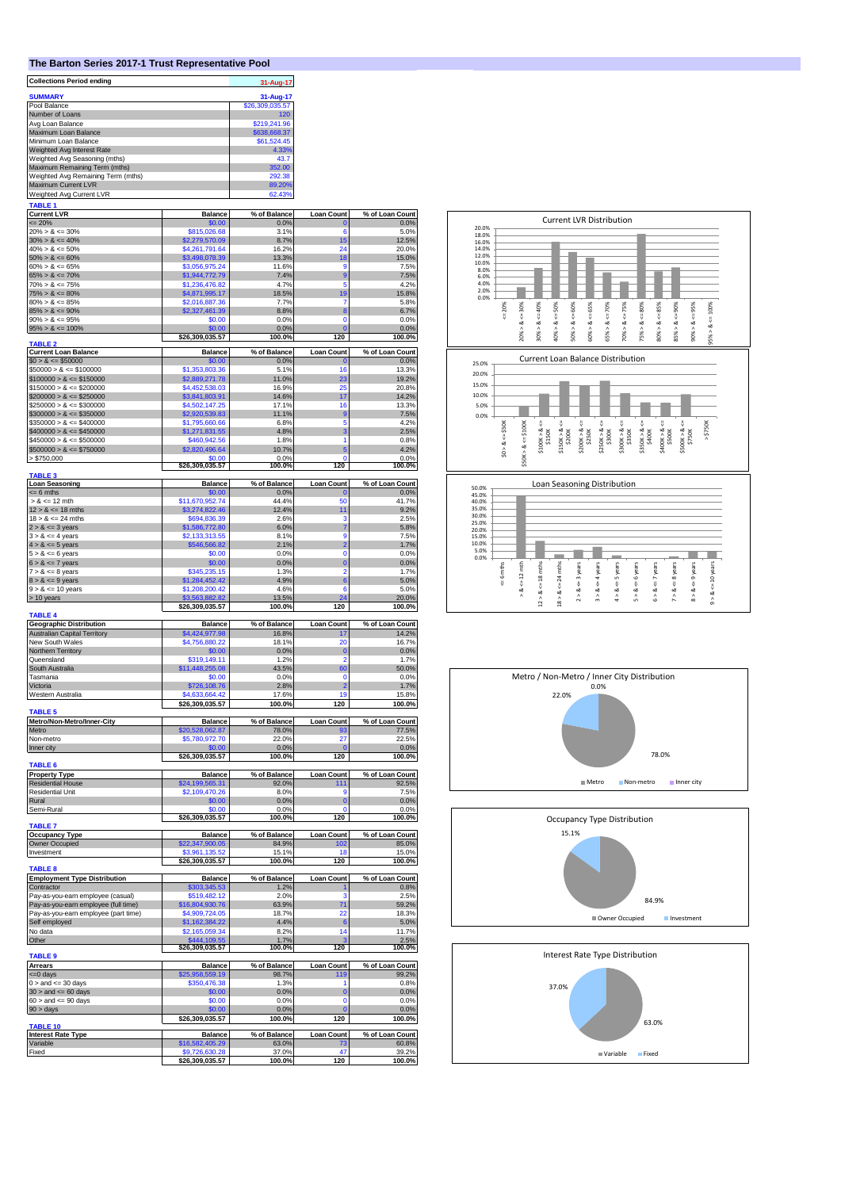# The Barton Series 2017-1 Trust Representative Pool

| Collections Period ending | 31-Aug-17 |
|---|---|

| SUMMARY | 31-Aug-17 |
|---|---|
| Pool Balance | $26,309,035.57 |
| Number of Loans | 120 |
| Avg Loan Balance | $219,241.96 |
| Maximum Loan Balance | $638,668.37 |
| Minimum Loan Balance | $61,524.45 |
| Weighted Avg Interest Rate | 4.33% |
| Weighted Avg Seasoning (mths) | 43.7 |
| Maximum Remaining Term (mths) | 352.00 |
| Weighted Avg Remaining Term (mths) | 292.38 |
| Maximum Current LVR | 89.20% |
| Weighted Avg Current LVR | 62.43% |

**TABLE 1**

| Current LVR | Balance | % of Balance | Loan Count | % of Loan Count |
|---|---|---|---|---|
| <= 20% | $0.00 | 0.0% | 0 | 0.0% |
| 20% > & <= 30% | $815,026.68 | 3.1% | 6 | 5.0% |
| 30% > & <= 40% | $2,279,570.09 | 8.7% | 15 | 12.5% |
| 40% > & <= 50% | $4,261,791.64 | 16.2% | 24 | 20.0% |
| 50% > & <= 60% | $3,498,078.39 | 13.3% | 18 | 15.0% |
| 60% > & <= 65% | $3,056,975.24 | 11.6% | 9 | 7.5% |
| 65% > & <= 70% | $1,944,772.79 | 7.4% | 9 | 7.5% |
| 70% > & <= 75% | $1,236,476.82 | 4.7% | 5 | 4.2% |
| 75% > & <= 80% | $4,871,995.17 | 18.5% | 19 | 15.8% |
| 80% > & <= 85% | $2,016,887.36 | 7.7% | 7 | 5.8% |
| 85% > & <= 90% | $2,327,461.39 | 8.8% | 8 | 6.7% |
| 90% > & <= 95% | $0.00 | 0.0% | 0 | 0.0% |
| 95% > & <= 100% | $0.00 | 0.0% | 0 | 0.0% |
| | $26,309,035.57 | 100.0% | 120 | 100.0% |

**TABLE 2**

| Current Loan Balance | Balance | % of Balance | Loan Count | % of Loan Count |
|---|---|---|---|---|
| $0 > & <= $50000 | $0.00 | 0.0% | 0 | 0.0% |
| $50000 > & <= $100000 | $1,353,803.36 | 5.1% | 16 | 13.3% |
| $100000 > & <= $150000 | $2,889,271.78 | 11.0% | 23 | 19.2% |
| $150000 > & <= $200000 | $4,452,538.03 | 16.9% | 25 | 20.8% |
| $200000 > & <= $250000 | $3,841,803.91 | 14.6% | 17 | 14.2% |
| $250000 > & <= $300000 | $4,502,147.25 | 17.1% | 16 | 13.3% |
| $300000 > & <= $350000 | $2,920,539.83 | 11.1% | 9 | 7.5% |
| $350000 > & <= $400000 | $1,795,660.66 | 6.8% | 5 | 4.2% |
| $400000 > & <= $450000 | $1,271,831.55 | 4.8% | 3 | 2.5% |
| $450000 > & <= $500000 | $460,942.56 | 1.8% | 1 | 0.8% |
| $500000 > & <= $750000 | $2,820,496.64 | 10.7% | 5 | 4.2% |
| > $750,000 | $0.00 | 0.0% | 0 | 0.0% |
| | $26,309,035.57 | 100.0% | 120 | 100.0% |

**TABLE 3**

| Loan Seasoning | Balance | % of Balance | Loan Count | % of Loan Count |
|---|---|---|---|---|
| <= 6 mths | $0.00 | 0.0% | 0 | 0.0% |
| > & <= 12 mth | $11,670,952.74 | 44.4% | 50 | 41.7% |
| 12 > & <= 18 mths | $3,274,822.46 | 12.4% | 11 | 9.2% |
| 18 > & <= 24 mths | $694,836.39 | 2.6% | 3 | 2.5% |
| 2 > & <= 3 years | $1,586,772.80 | 6.0% | 7 | 5.8% |
| 3 > & <= 4 years | $2,133,313.55 | 8.1% | 9 | 7.5% |
| 4 > & <= 5 years | $546,566.82 | 2.1% | 2 | 1.7% |
| 5 > & <= 6 years | $0.00 | 0.0% | 0 | 0.0% |
| 6 > & <= 7 years | $0.00 | 0.0% | 0 | 0.0% |
| 7 > & <= 8 years | $345,235.15 | 1.3% | 2 | 1.7% |
| 8 > & <= 9 years | $1,284,452.42 | 4.9% | 6 | 5.0% |
| 9 > & <= 10 years | $1,208,200.42 | 4.6% | 6 | 5.0% |
| > 10 years | $3,563,882.82 | 13.5% | 24 | 20.0% |
| | $26,309,035.57 | 100.0% | 120 | 100.0% |

**TABLE 4**

| Geographic Distribution | Balance | % of Balance | Loan Count | % of Loan Count |
|---|---|---|---|---|
| Australian Capital Territory | $4,424,977.98 | 16.8% | 17 | 14.2% |
| New South Wales | $4,756,880.22 | 18.1% | 20 | 16.7% |
| Northern Territory | $0.00 | 0.0% | 0 | 0.0% |
| Queensland | $319,149.11 | 1.2% | 2 | 1.7% |
| South Australia | $11,448,255.08 | 43.5% | 60 | 50.0% |
| Tasmania | $0.00 | 0.0% | 0 | 0.0% |
| Victoria | $726,108.76 | 2.8% | 2 | 1.7% |
| Western Australia | $4,633,664.42 | 17.6% | 19 | 15.8% |
| | $26,309,035.57 | 100.0% | 120 | 100.0% |

**TABLE 5**

| Metro/Non-Metro/Inner-City | Balance | % of Balance | Loan Count | % of Loan Count |
|---|---|---|---|---|
| Metro | $20,528,062.87 | 78.0% | 93 | 77.5% |
| Non-metro | $5,780,972.70 | 22.0% | 27 | 22.5% |
| Inner city | $0.00 | 0.0% | 0 | 0.0% |
| | $26,309,035.57 | 100.0% | 120 | 100.0% |

**TABLE 6**

| Property Type | Balance | % of Balance | Loan Count | % of Loan Count |
|---|---|---|---|---|
| Residential House | $24,199,565.31 | 92.0% | 111 | 92.5% |
| Residential Unit | $2,109,470.26 | 8.0% | 9 | 7.5% |
| Rural | $0.00 | 0.0% | 0 | 0.0% |
| Semi-Rural | $0.00 | 0.0% | 0 | 0.0% |
| | $26,309,035.57 | 100.0% | 120 | 100.0% |

**TABLE 7**

| Occupancy Type | Balance | % of Balance | Loan Count | % of Loan Count |
|---|---|---|---|---|
| Owner Occupied | $22,347,900.05 | 84.9% | 102 | 85.0% |
| Investment | $3,961,135.52 | 15.1% | 18 | 15.0% |
| | $26,309,035.57 | 100.0% | 120 | 100.0% |

**TABLE 8**

| Employment Type Distribution | Balance | % of Balance | Loan Count | % of Loan Count |
|---|---|---|---|---|
| Contractor | $303,345.53 | 1.2% | 1 | 0.8% |
| Pay-as-you-earn employee (casual) | $519,482.12 | 2.0% | 3 | 2.5% |
| Pay-as-you-earn employee (full time) | $16,804,930.76 | 63.9% | 71 | 59.2% |
| Pay-as-you-earn employee (part time) | $4,909,724.05 | 18.7% | 22 | 18.3% |
| Self employed | $1,162,384.22 | 4.4% | 6 | 5.0% |
| No data | $2,165,059.34 | 8.2% | 14 | 11.7% |
| Other | $444,109.55 | 1.7% | 3 | 2.5% |
| | $26,309,035.57 | 100.0% | 120 | 100.0% |

**TABLE 9**

| Arrears | Balance | % of Balance | Loan Count | % of Loan Count |
|---|---|---|---|---|
| <=0 days | $25,958,559.19 | 98.7% | 119 | 99.2% |
| 0 > and <= 30 days | $350,476.38 | 1.3% | 1 | 0.8% |
| 30 > and <= 60 days | $0.00 | 0.0% | 0 | 0.0% |
| 60 > and <= 90 days | $0.00 | 0.0% | 0 | 0.0% |
| 90 > days | $0.00 | 0.0% | 0 | 0.0% |
| | $26,309,035.57 | 100.0% | 120 | 100.0% |

**TABLE 10**

| Interest Rate Type | Balance | % of Balance | Loan Count | % of Loan Count |
|---|---|---|---|---|
| Variable | $16,582,405.29 | 63.0% | 73 | 60.8% |
| Fixed | $9,726,630.28 | 37.0% | 47 | 39.2% |
| | $26,309,035.57 | 100.0% | 120 | 100.0% |

Current LVR Distribution

Current Loan Balance Distribution

Loan Seasoning Distribution

Metro / Non-Metro / Inner City Distribution

0.0%
22.0%
78.0%

Metro Non-metro Inner city

Occupancy Type Distribution

15.1%
84.9%

Owner Occupied Investment

Interest Rate Type Distribution

37.0%
63.0%

Variable Fixed